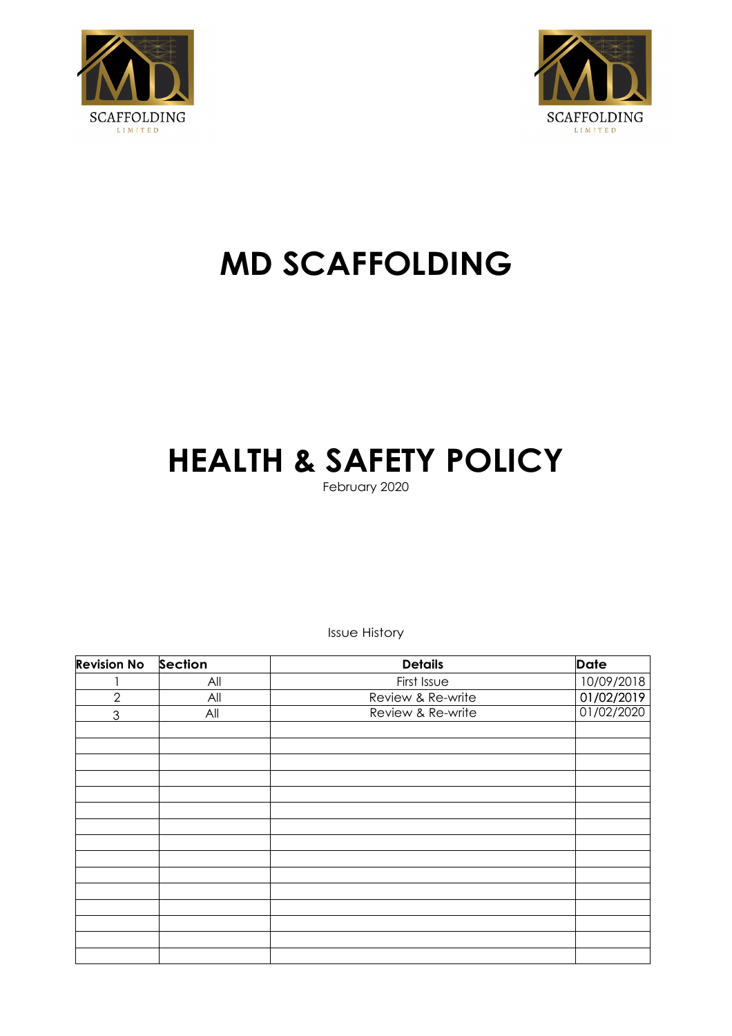# MD SCAFFOLDING

# HEALTH & SAFETY POLICY

February 2020

Issue History

| Revision No | Section | Details | Date |
|---|---|---|---|
| 1 | All | First Issue | 10/09/2018 |
| 2 | All | Review & Re-write | 01/02/2019 |
| 3 | All | Review & Re-write | 01/02/2020 |
| | | | |
| | | | |
| | | | |
| | | | |
| | | | |
| | | | |
| | | | |
| | | | |
| | | | |
| | | | |
| | | | |
| | | | |
| | | | |
| | | | |
| | | | |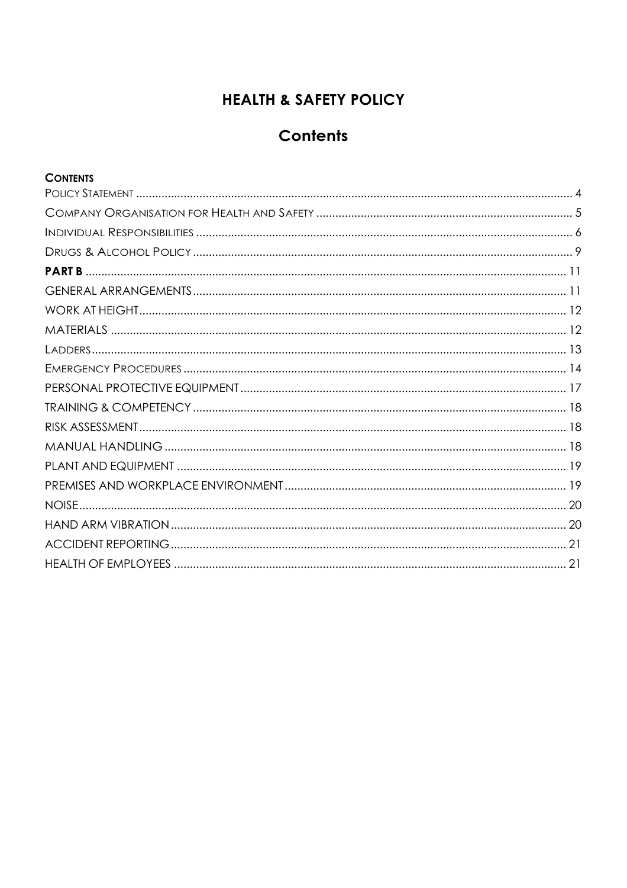# HEALTH & SAFETY POLICY

## Contents

**CONTENTS**

- POLICY STATEMENT ........ 4
- COMPANY ORGANISATION FOR HEALTH AND SAFETY ........ 5
- INDIVIDUAL RESPONSIBILITIES ........ 6
- DRUGS & ALCOHOL POLICY ........ 9
- **PART B** ........ 11
- GENERAL ARRANGEMENTS ........ 11
- WORK AT HEIGHT ........ 12
- MATERIALS ........ 12
- LADDERS ........ 13
- EMERGENCY PROCEDURES ........ 14
- PERSONAL PROTECTIVE EQUIPMENT ........ 17
- TRAINING & COMPETENCY ........ 18
- RISK ASSESSMENT ........ 18
- MANUAL HANDLING ........ 18
- PLANT AND EQUIPMENT ........ 19
- PREMISES AND WORKPLACE ENVIRONMENT ........ 19
- NOISE ........ 20
- HAND ARM VIBRATION ........ 20
- ACCIDENT REPORTING ........ 21
- HEALTH OF EMPLOYEES ........ 21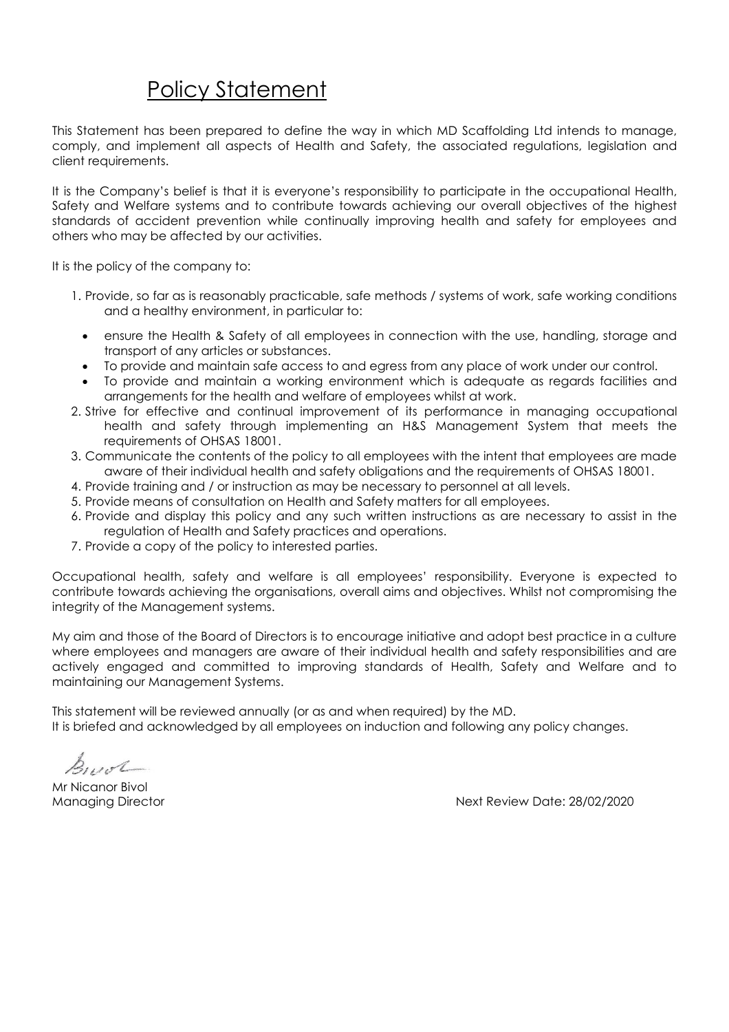# Policy Statement

This Statement has been prepared to define the way in which MD Scaffolding Ltd intends to manage, comply, and implement all aspects of Health and Safety, the associated regulations, legislation and client requirements.

It is the Company's belief is that it is everyone's responsibility to participate in the occupational Health, Safety and Welfare systems and to contribute towards achieving our overall objectives of the highest standards of accident prevention while continually improving health and safety for employees and others who may be affected by our activities.

It is the policy of the company to:

1. Provide, so far as is reasonably practicable, safe methods / systems of work, safe working conditions and a healthy environment, in particular to:
   - ensure the Health & Safety of all employees in connection with the use, handling, storage and transport of any articles or substances.
   - To provide and maintain safe access to and egress from any place of work under our control.
   - To provide and maintain a working environment which is adequate as regards facilities and arrangements for the health and welfare of employees whilst at work.
2. Strive for effective and continual improvement of its performance in managing occupational health and safety through implementing an H&S Management System that meets the requirements of OHSAS 18001.
3. Communicate the contents of the policy to all employees with the intent that employees are made aware of their individual health and safety obligations and the requirements of OHSAS 18001.
4. Provide training and / or instruction as may be necessary to personnel at all levels.
5. Provide means of consultation on Health and Safety matters for all employees.
6. Provide and display this policy and any such written instructions as are necessary to assist in the regulation of Health and Safety practices and operations.
7. Provide a copy of the policy to interested parties.

Occupational health, safety and welfare is all employees' responsibility. Everyone is expected to contribute towards achieving the organisations, overall aims and objectives. Whilst not compromising the integrity of the Management systems.

My aim and those of the Board of Directors is to encourage initiative and adopt best practice in a culture where employees and managers are aware of their individual health and safety responsibilities and are actively engaged and committed to improving standards of Health, Safety and Welfare and to maintaining our Management Systems.

This statement will be reviewed annually (or as and when required) by the MD.
It is briefed and acknowledged by all employees on induction and following any policy changes.

Bivol

Mr Nicanor Bivol
Managing Director

Next Review Date: 28/02/2020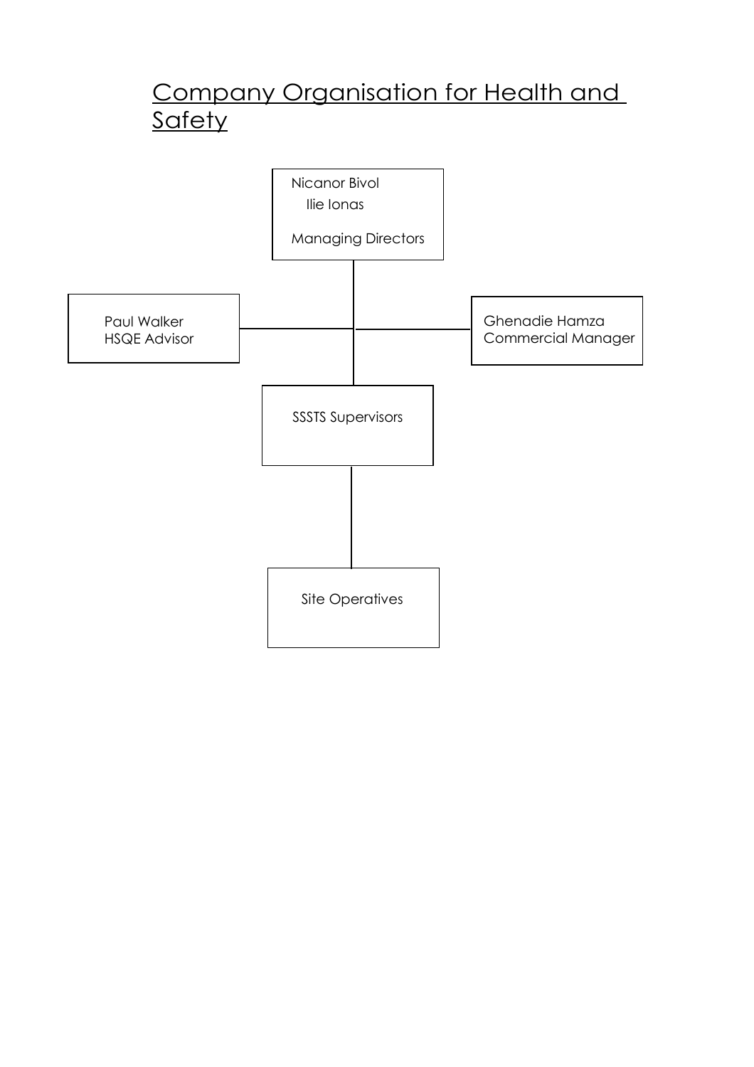# Company Organisation for Health and Safety

Nicanor Bivol
Ilie Ionas

Managing Directors

Paul Walker
HSQE Advisor

Ghenadie Hamza
Commercial Manager

SSSTS Supervisors

Site Operatives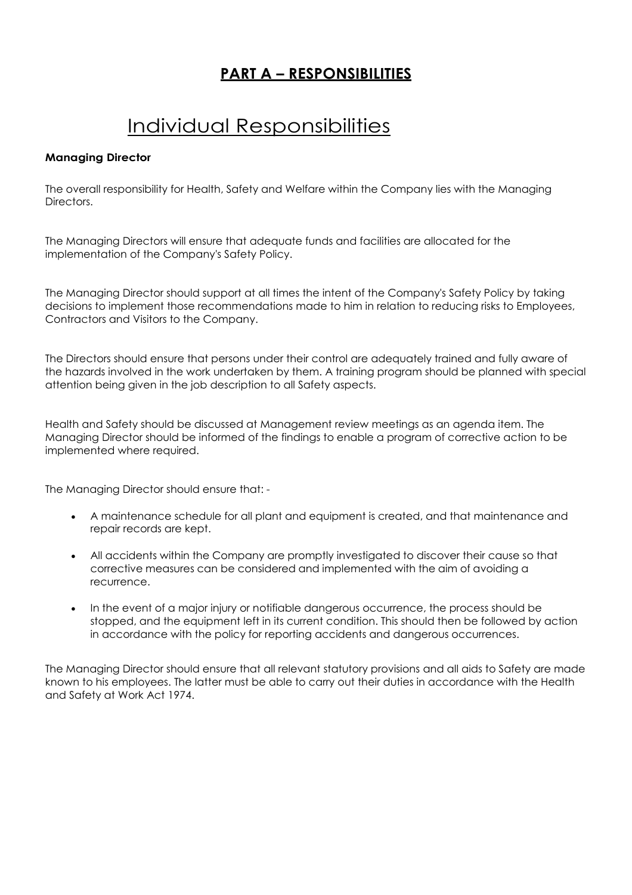## **PART A – RESPONSIBILITIES**

# Individual Responsibilities

**Managing Director**

The overall responsibility for Health, Safety and Welfare within the Company lies with the Managing Directors.

The Managing Directors will ensure that adequate funds and facilities are allocated for the implementation of the Company's Safety Policy.

The Managing Director should support at all times the intent of the Company's Safety Policy by taking decisions to implement those recommendations made to him in relation to reducing risks to Employees, Contractors and Visitors to the Company.

The Directors should ensure that persons under their control are adequately trained and fully aware of the hazards involved in the work undertaken by them. A training program should be planned with special attention being given in the job description to all Safety aspects.

Health and Safety should be discussed at Management review meetings as an agenda item. The Managing Director should be informed of the findings to enable a program of corrective action to be implemented where required.

The Managing Director should ensure that: -

- A maintenance schedule for all plant and equipment is created, and that maintenance and repair records are kept.
- All accidents within the Company are promptly investigated to discover their cause so that corrective measures can be considered and implemented with the aim of avoiding a recurrence.
- In the event of a major injury or notifiable dangerous occurrence, the process should be stopped, and the equipment left in its current condition. This should then be followed by action in accordance with the policy for reporting accidents and dangerous occurrences.

The Managing Director should ensure that all relevant statutory provisions and all aids to Safety are made known to his employees. The latter must be able to carry out their duties in accordance with the Health and Safety at Work Act 1974.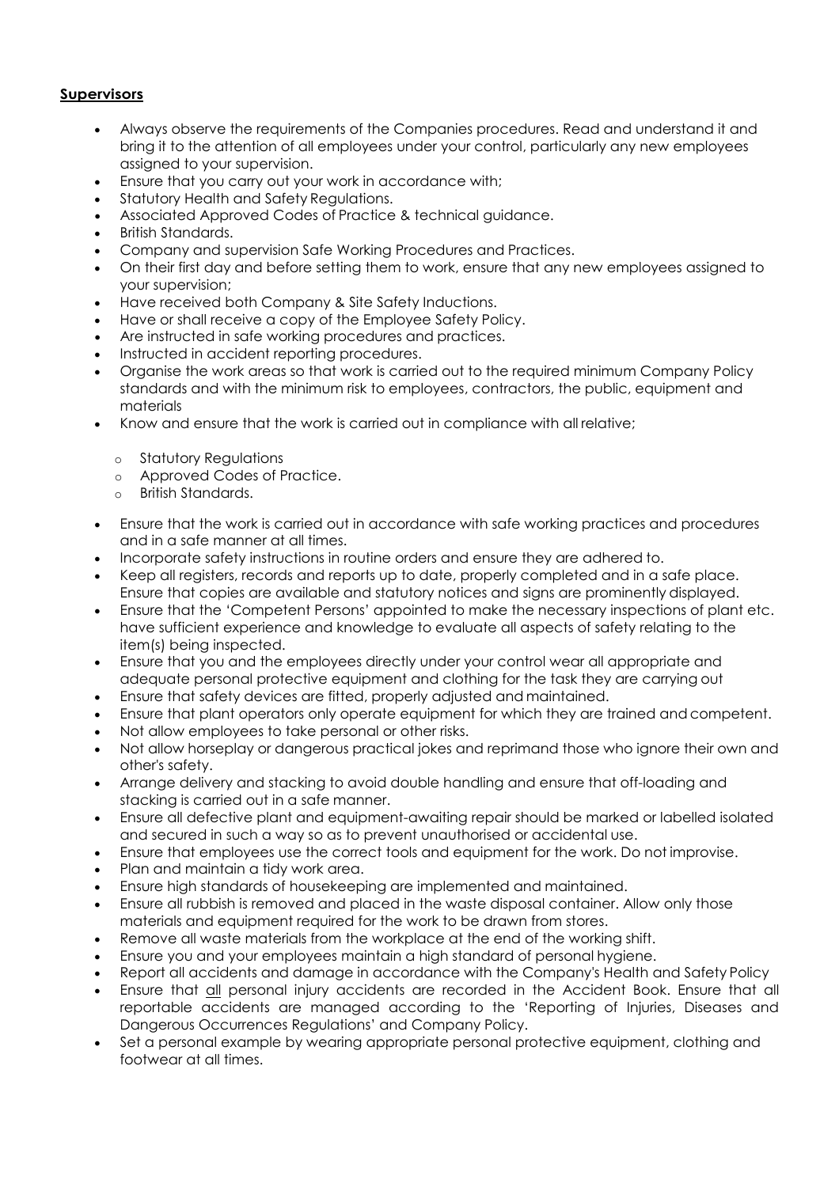**Supervisors**

- Always observe the requirements of the Companies procedures. Read and understand it and bring it to the attention of all employees under your control, particularly any new employees assigned to your supervision.
- Ensure that you carry out your work in accordance with;
- Statutory Health and Safety Regulations.
- Associated Approved Codes of Practice & technical guidance.
- British Standards.
- Company and supervision Safe Working Procedures and Practices.
- On their first day and before setting them to work, ensure that any new employees assigned to your supervision;
- Have received both Company & Site Safety Inductions.
- Have or shall receive a copy of the Employee Safety Policy.
- Are instructed in safe working procedures and practices.
- Instructed in accident reporting procedures.
- Organise the work areas so that work is carried out to the required minimum Company Policy standards and with the minimum risk to employees, contractors, the public, equipment and materials
- Know and ensure that the work is carried out in compliance with all relative;
    - Statutory Regulations
    - Approved Codes of Practice.
    - British Standards.
- Ensure that the work is carried out in accordance with safe working practices and procedures and in a safe manner at all times.
- Incorporate safety instructions in routine orders and ensure they are adhered to.
- Keep all registers, records and reports up to date, properly completed and in a safe place. Ensure that copies are available and statutory notices and signs are prominently displayed.
- Ensure that the 'Competent Persons' appointed to make the necessary inspections of plant etc. have sufficient experience and knowledge to evaluate all aspects of safety relating to the item(s) being inspected.
- Ensure that you and the employees directly under your control wear all appropriate and adequate personal protective equipment and clothing for the task they are carrying out
- Ensure that safety devices are fitted, properly adjusted and maintained.
- Ensure that plant operators only operate equipment for which they are trained and competent.
- Not allow employees to take personal or other risks.
- Not allow horseplay or dangerous practical jokes and reprimand those who ignore their own and other's safety.
- Arrange delivery and stacking to avoid double handling and ensure that off-loading and stacking is carried out in a safe manner.
- Ensure all defective plant and equipment-awaiting repair should be marked or labelled isolated and secured in such a way so as to prevent unauthorised or accidental use.
- Ensure that employees use the correct tools and equipment for the work. Do not improvise.
- Plan and maintain a tidy work area.
- Ensure high standards of housekeeping are implemented and maintained.
- Ensure all rubbish is removed and placed in the waste disposal container. Allow only those materials and equipment required for the work to be drawn from stores.
- Remove all waste materials from the workplace at the end of the working shift.
- Ensure you and your employees maintain a high standard of personal hygiene.
- Report all accidents and damage in accordance with the Company's Health and Safety Policy
- Ensure that <u>all</u> personal injury accidents are recorded in the Accident Book. Ensure that all reportable accidents are managed according to the 'Reporting of Injuries, Diseases and Dangerous Occurrences Regulations' and Company Policy.
- Set a personal example by wearing appropriate personal protective equipment, clothing and footwear at all times.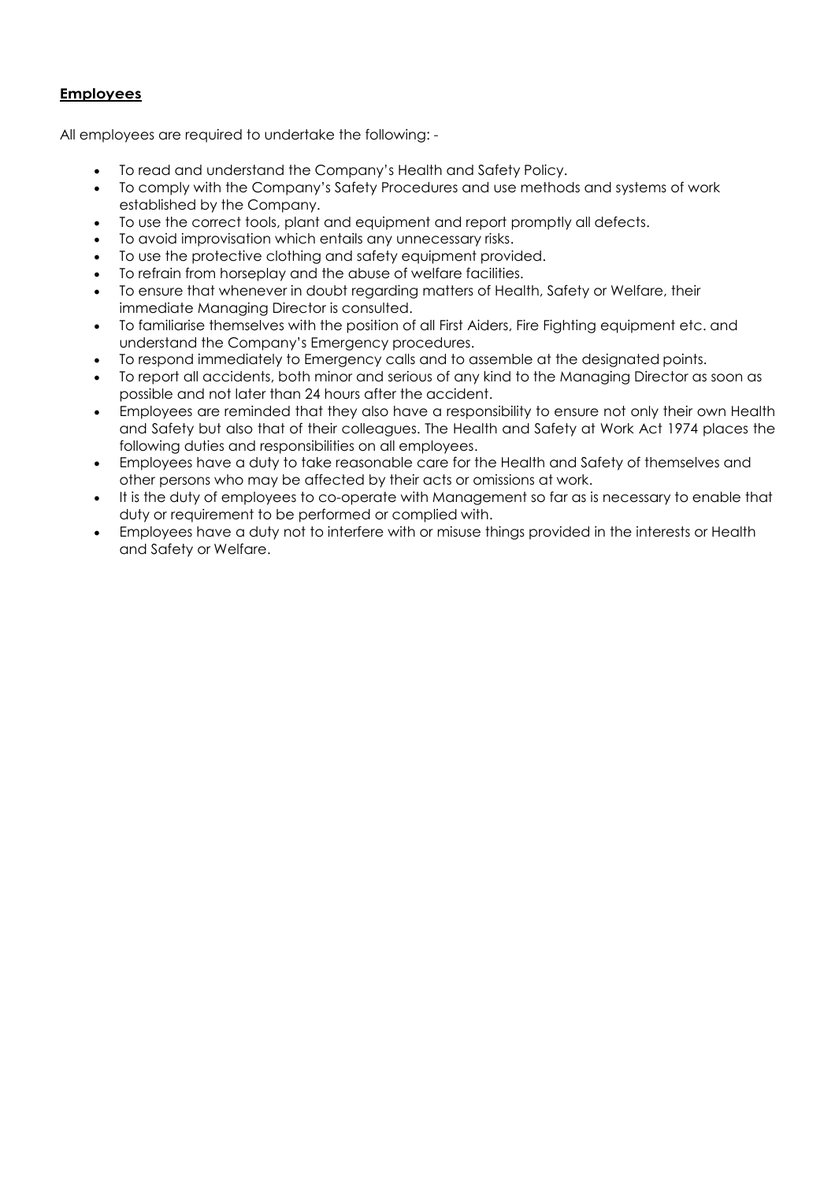**Employees**

All employees are required to undertake the following: -

- To read and understand the Company's Health and Safety Policy.
- To comply with the Company's Safety Procedures and use methods and systems of work established by the Company.
- To use the correct tools, plant and equipment and report promptly all defects.
- To avoid improvisation which entails any unnecessary risks.
- To use the protective clothing and safety equipment provided.
- To refrain from horseplay and the abuse of welfare facilities.
- To ensure that whenever in doubt regarding matters of Health, Safety or Welfare, their immediate Managing Director is consulted.
- To familiarise themselves with the position of all First Aiders, Fire Fighting equipment etc. and understand the Company's Emergency procedures.
- To respond immediately to Emergency calls and to assemble at the designated points.
- To report all accidents, both minor and serious of any kind to the Managing Director as soon as possible and not later than 24 hours after the accident.
- Employees are reminded that they also have a responsibility to ensure not only their own Health and Safety but also that of their colleagues. The Health and Safety at Work Act 1974 places the following duties and responsibilities on all employees.
- Employees have a duty to take reasonable care for the Health and Safety of themselves and other persons who may be affected by their acts or omissions at work.
- It is the duty of employees to co-operate with Management so far as is necessary to enable that duty or requirement to be performed or complied with.
- Employees have a duty not to interfere with or misuse things provided in the interests or Health and Safety or Welfare.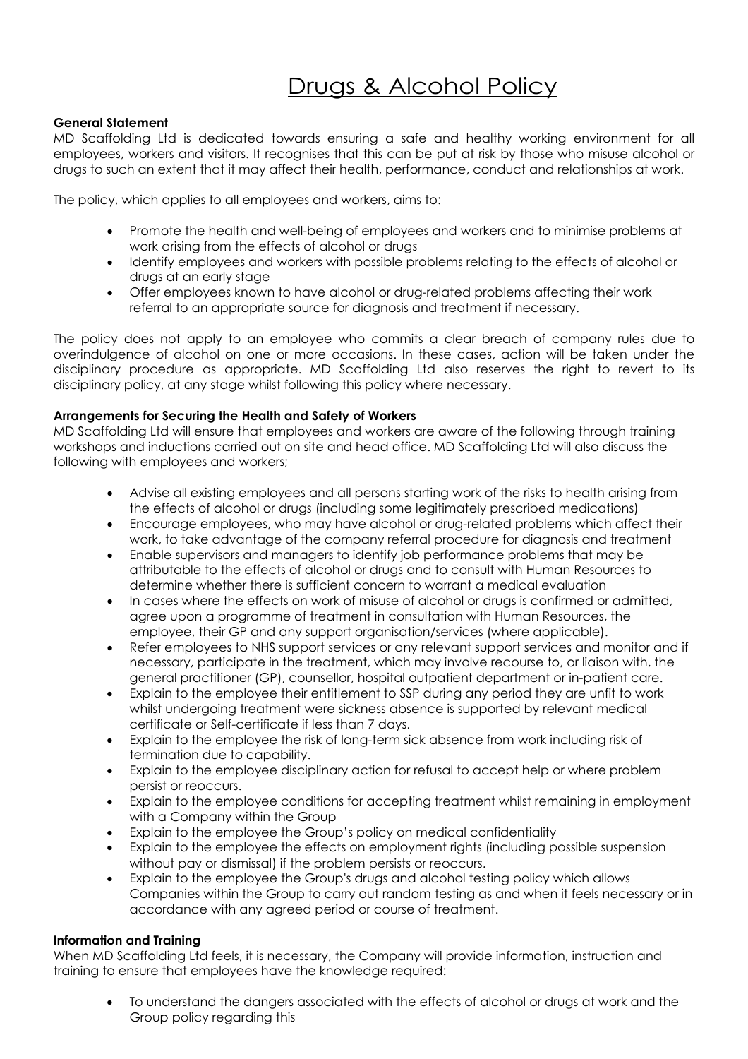# Drugs & Alcohol Policy

**General Statement**

MD Scaffolding Ltd is dedicated towards ensuring a safe and healthy working environment for all employees, workers and visitors. It recognises that this can be put at risk by those who misuse alcohol or drugs to such an extent that it may affect their health, performance, conduct and relationships at work.

The policy, which applies to all employees and workers, aims to:

- Promote the health and well-being of employees and workers and to minimise problems at work arising from the effects of alcohol or drugs
- Identify employees and workers with possible problems relating to the effects of alcohol or drugs at an early stage
- Offer employees known to have alcohol or drug-related problems affecting their work referral to an appropriate source for diagnosis and treatment if necessary.

The policy does not apply to an employee who commits a clear breach of company rules due to overindulgence of alcohol on one or more occasions. In these cases, action will be taken under the disciplinary procedure as appropriate. MD Scaffolding Ltd also reserves the right to revert to its disciplinary policy, at any stage whilst following this policy where necessary.

**Arrangements for Securing the Health and Safety of Workers**

MD Scaffolding Ltd will ensure that employees and workers are aware of the following through training workshops and inductions carried out on site and head office. MD Scaffolding Ltd will also discuss the following with employees and workers;

- Advise all existing employees and all persons starting work of the risks to health arising from the effects of alcohol or drugs (including some legitimately prescribed medications)
- Encourage employees, who may have alcohol or drug-related problems which affect their work, to take advantage of the company referral procedure for diagnosis and treatment
- Enable supervisors and managers to identify job performance problems that may be attributable to the effects of alcohol or drugs and to consult with Human Resources to determine whether there is sufficient concern to warrant a medical evaluation
- In cases where the effects on work of misuse of alcohol or drugs is confirmed or admitted, agree upon a programme of treatment in consultation with Human Resources, the employee, their GP and any support organisation/services (where applicable).
- Refer employees to NHS support services or any relevant support services and monitor and if necessary, participate in the treatment, which may involve recourse to, or liaison with, the general practitioner (GP), counsellor, hospital outpatient department or in-patient care.
- Explain to the employee their entitlement to SSP during any period they are unfit to work whilst undergoing treatment were sickness absence is supported by relevant medical certificate or Self-certificate if less than 7 days.
- Explain to the employee the risk of long-term sick absence from work including risk of termination due to capability.
- Explain to the employee disciplinary action for refusal to accept help or where problem persist or reoccurs.
- Explain to the employee conditions for accepting treatment whilst remaining in employment with a Company within the Group
- Explain to the employee the Group's policy on medical confidentiality
- Explain to the employee the effects on employment rights (including possible suspension without pay or dismissal) if the problem persists or reoccurs.
- Explain to the employee the Group's drugs and alcohol testing policy which allows Companies within the Group to carry out random testing as and when it feels necessary or in accordance with any agreed period or course of treatment.

**Information and Training**

When MD Scaffolding Ltd feels, it is necessary, the Company will provide information, instruction and training to ensure that employees have the knowledge required:

- To understand the dangers associated with the effects of alcohol or drugs at work and the Group policy regarding this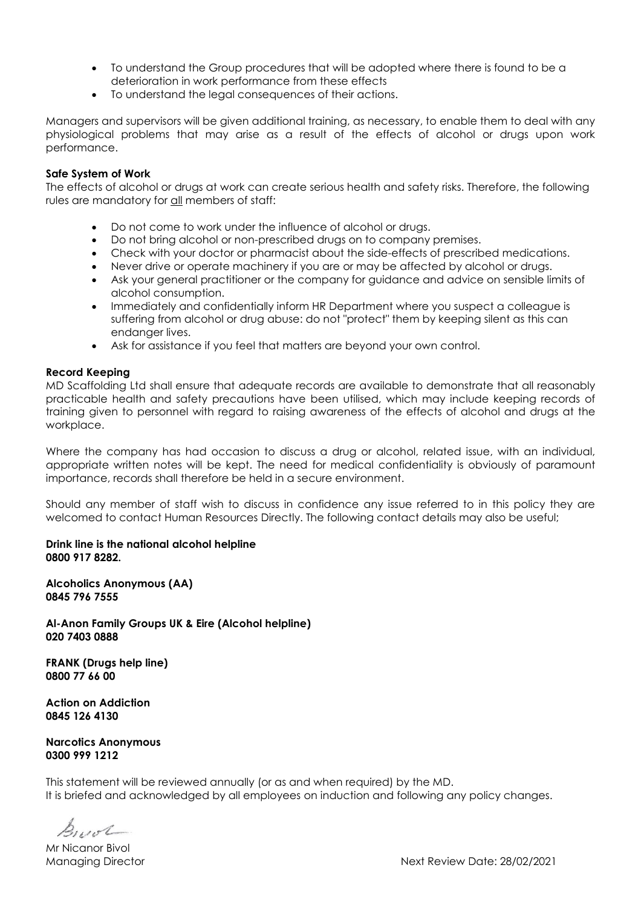- To understand the Group procedures that will be adopted where there is found to be a deterioration in work performance from these effects
- To understand the legal consequences of their actions.

Managers and supervisors will be given additional training, as necessary, to enable them to deal with any physiological problems that may arise as a result of the effects of alcohol or drugs upon work performance.

**Safe System of Work**

The effects of alcohol or drugs at work can create serious health and safety risks. Therefore, the following rules are mandatory for all members of staff:

- Do not come to work under the influence of alcohol or drugs.
- Do not bring alcohol or non-prescribed drugs on to company premises.
- Check with your doctor or pharmacist about the side-effects of prescribed medications.
- Never drive or operate machinery if you are or may be affected by alcohol or drugs.
- Ask your general practitioner or the company for guidance and advice on sensible limits of alcohol consumption.
- Immediately and confidentially inform HR Department where you suspect a colleague is suffering from alcohol or drug abuse: do not "protect" them by keeping silent as this can endanger lives.
- Ask for assistance if you feel that matters are beyond your own control.

**Record Keeping**

MD Scaffolding Ltd shall ensure that adequate records are available to demonstrate that all reasonably practicable health and safety precautions have been utilised, which may include keeping records of training given to personnel with regard to raising awareness of the effects of alcohol and drugs at the workplace.

Where the company has had occasion to discuss a drug or alcohol, related issue, with an individual, appropriate written notes will be kept. The need for medical confidentiality is obviously of paramount importance, records shall therefore be held in a secure environment.

Should any member of staff wish to discuss in confidence any issue referred to in this policy they are welcomed to contact Human Resources Directly. The following contact details may also be useful;

**Drink line is the national alcohol helpline**
**0800 917 8282.**

**Alcoholics Anonymous (AA)**
**0845 796 7555**

**Al-Anon Family Groups UK & Eire (Alcohol helpline)**
**020 7403 0888**

**FRANK (Drugs help line)**
**0800 77 66 00**

**Action on Addiction**
**0845 126 4130**

**Narcotics Anonymous**
**0300 999 1212**

This statement will be reviewed annually (or as and when required) by the MD.
It is briefed and acknowledged by all employees on induction and following any policy changes.

Mr Nicanor Bivol
Managing Director

Next Review Date: 28/02/2021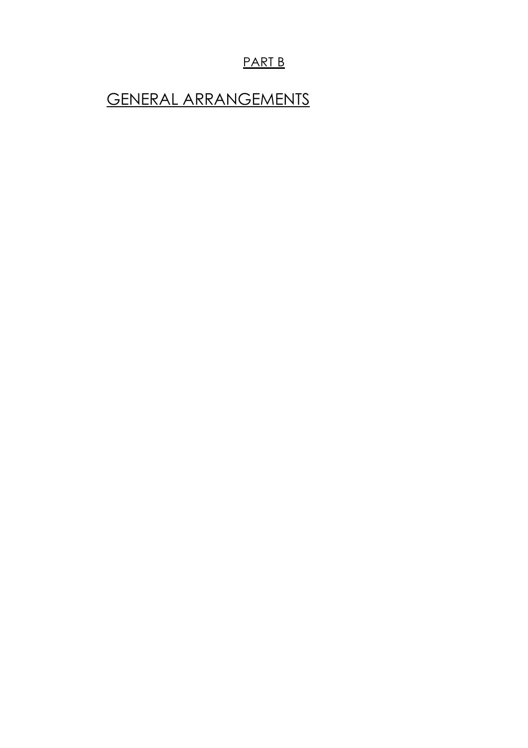PART B

# GENERAL ARRANGEMENTS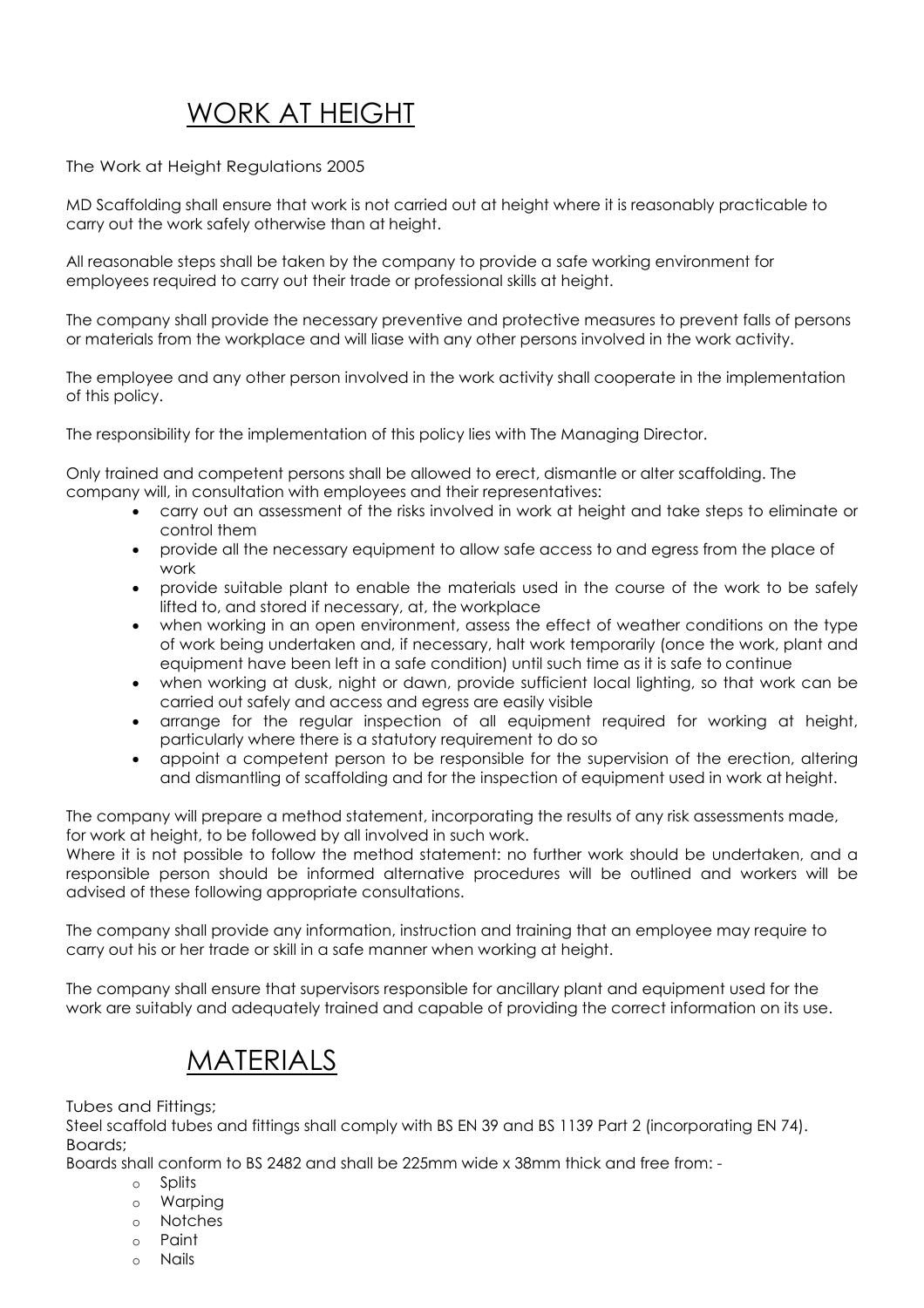# WORK AT HEIGHT

The Work at Height Regulations 2005

MD Scaffolding shall ensure that work is not carried out at height where it is reasonably practicable to carry out the work safely otherwise than at height.

All reasonable steps shall be taken by the company to provide a safe working environment for employees required to carry out their trade or professional skills at height.

The company shall provide the necessary preventive and protective measures to prevent falls of persons or materials from the workplace and will liase with any other persons involved in the work activity.

The employee and any other person involved in the work activity shall cooperate in the implementation of this policy.

The responsibility for the implementation of this policy lies with The Managing Director.

Only trained and competent persons shall be allowed to erect, dismantle or alter scaffolding. The company will, in consultation with employees and their representatives:

- carry out an assessment of the risks involved in work at height and take steps to eliminate or control them
- provide all the necessary equipment to allow safe access to and egress from the place of work
- provide suitable plant to enable the materials used in the course of the work to be safely lifted to, and stored if necessary, at, the workplace
- when working in an open environment, assess the effect of weather conditions on the type of work being undertaken and, if necessary, halt work temporarily (once the work, plant and equipment have been left in a safe condition) until such time as it is safe to continue
- when working at dusk, night or dawn, provide sufficient local lighting, so that work can be carried out safely and access and egress are easily visible
- arrange for the regular inspection of all equipment required for working at height, particularly where there is a statutory requirement to do so
- appoint a competent person to be responsible for the supervision of the erection, altering and dismantling of scaffolding and for the inspection of equipment used in work at height.

The company will prepare a method statement, incorporating the results of any risk assessments made, for work at height, to be followed by all involved in such work.
Where it is not possible to follow the method statement: no further work should be undertaken, and a responsible person should be informed alternative procedures will be outlined and workers will be advised of these following appropriate consultations.

The company shall provide any information, instruction and training that an employee may require to carry out his or her trade or skill in a safe manner when working at height.

The company shall ensure that supervisors responsible for ancillary plant and equipment used for the work are suitably and adequately trained and capable of providing the correct information on its use.

# MATERIALS

Tubes and Fittings;
Steel scaffold tubes and fittings shall comply with BS EN 39 and BS 1139 Part 2 (incorporating EN 74).
Boards;
Boards shall conform to BS 2482 and shall be 225mm wide x 38mm thick and free from: -

- Splits
- Warping
- Notches
- Paint
- Nails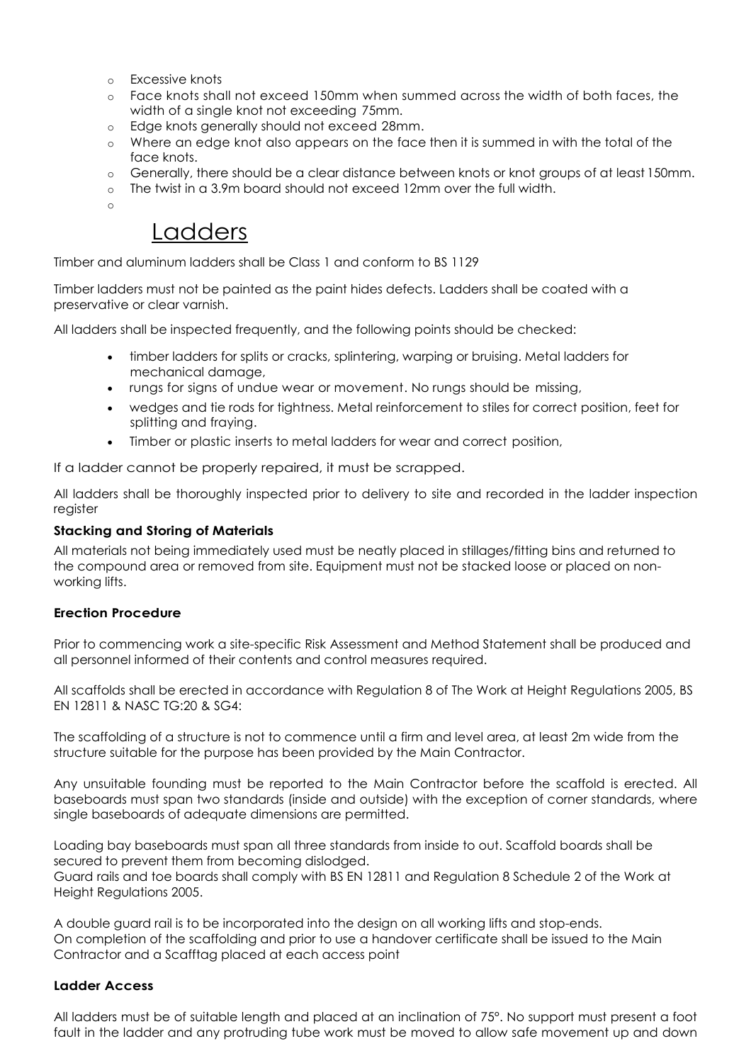- Excessive knots
- Face knots shall not exceed 150mm when summed across the width of both faces, the width of a single knot not exceeding 75mm.
- Edge knots generally should not exceed 28mm.
- Where an edge knot also appears on the face then it is summed in with the total of the face knots.
- Generally, there should be a clear distance between knots or knot groups of at least 150mm.
- The twist in a 3.9m board should not exceed 12mm over the full width.

# Ladders

Timber and aluminum ladders shall be Class 1 and conform to BS 1129

Timber ladders must not be painted as the paint hides defects. Ladders shall be coated with a preservative or clear varnish.

All ladders shall be inspected frequently, and the following points should be checked:

- timber ladders for splits or cracks, splintering, warping or bruising. Metal ladders for mechanical damage,
- rungs for signs of undue wear or movement. No rungs should be missing,
- wedges and tie rods for tightness. Metal reinforcement to stiles for correct position, feet for splitting and fraying.
- Timber or plastic inserts to metal ladders for wear and correct position,

If a ladder cannot be properly repaired, it must be scrapped.

All ladders shall be thoroughly inspected prior to delivery to site and recorded in the ladder inspection register

**Stacking and Storing of Materials**

All materials not being immediately used must be neatly placed in stillages/fitting bins and returned to the compound area or removed from site. Equipment must not be stacked loose or placed on non-working lifts.

**Erection Procedure**

Prior to commencing work a site-specific Risk Assessment and Method Statement shall be produced and all personnel informed of their contents and control measures required.

All scaffolds shall be erected in accordance with Regulation 8 of The Work at Height Regulations 2005, BS EN 12811 & NASC TG:20 & SG4:

The scaffolding of a structure is not to commence until a firm and level area, at least 2m wide from the structure suitable for the purpose has been provided by the Main Contractor.

Any unsuitable founding must be reported to the Main Contractor before the scaffold is erected. All baseboards must span two standards (inside and outside) with the exception of corner standards, where single baseboards of adequate dimensions are permitted.

Loading bay baseboards must span all three standards from inside to out. Scaffold boards shall be secured to prevent them from becoming dislodged.
Guard rails and toe boards shall comply with BS EN 12811 and Regulation 8 Schedule 2 of the Work at Height Regulations 2005.

A double guard rail is to be incorporated into the design on all working lifts and stop-ends.
On completion of the scaffolding and prior to use a handover certificate shall be issued to the Main Contractor and a Scafftag placed at each access point

**Ladder Access**

All ladders must be of suitable length and placed at an inclination of 75°. No support must present a foot fault in the ladder and any protruding tube work must be moved to allow safe movement up and down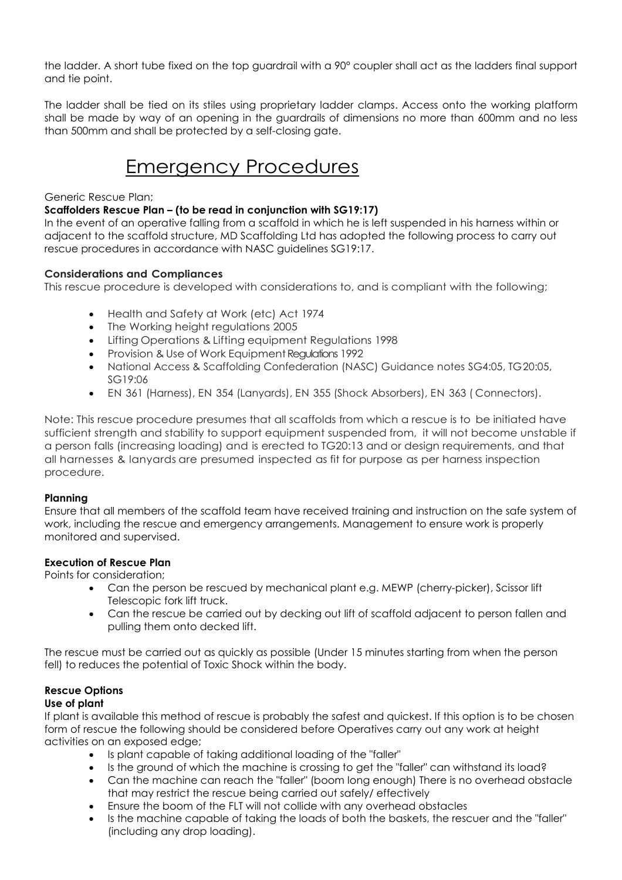the ladder. A short tube fixed on the top guardrail with a 90° coupler shall act as the ladders final support and tie point.

The ladder shall be tied on its stiles using proprietary ladder clamps. Access onto the working platform shall be made by way of an opening in the guardrails of dimensions no more than 600mm and no less than 500mm and shall be protected by a self-closing gate.

# Emergency Procedures

Generic Rescue Plan;

**Scaffolders Rescue Plan – (to be read in conjunction with SG19:17)**

In the event of an operative falling from a scaffold in which he is left suspended in his harness within or adjacent to the scaffold structure, MD Scaffolding Ltd has adopted the following process to carry out rescue procedures in accordance with NASC guidelines SG19:17.

**Considerations and Compliances**

This rescue procedure is developed with considerations to, and is compliant with the following;

- Health and Safety at Work (etc) Act 1974
- The Working height regulations 2005
- Lifting Operations & Lifting equipment Regulations 1998
- Provision & Use of Work Equipment Regulations 1992
- National Access & Scaffolding Confederation (NASC) Guidance notes SG4:05, TG20:05, SG19:06
- EN 361 (Harness), EN 354 (Lanyards), EN 355 (Shock Absorbers), EN 363 ( Connectors).

Note: This rescue procedure presumes that all scaffolds from which a rescue is to be initiated have sufficient strength and stability to support equipment suspended from, it will not become unstable if a person falls (increasing loading) and is erected to TG20:13 and or design requirements, and that all harnesses & lanyards are presumed inspected as fit for purpose as per harness inspection procedure.

**Planning**

Ensure that all members of the scaffold team have received training and instruction on the safe system of work, including the rescue and emergency arrangements. Management to ensure work is properly monitored and supervised.

**Execution of Rescue Plan**

Points for consideration;

- Can the person be rescued by mechanical plant e.g. MEWP (cherry-picker), Scissor lift Telescopic fork lift truck.
- Can the rescue be carried out by decking out lift of scaffold adjacent to person fallen and pulling them onto decked lift.

The rescue must be carried out as quickly as possible (Under 15 minutes starting from when the person fell) to reduces the potential of Toxic Shock within the body.

**Rescue Options**

**Use of plant**

If plant is available this method of rescue is probably the safest and quickest. If this option is to be chosen form of rescue the following should be considered before Operatives carry out any work at height activities on an exposed edge;

- Is plant capable of taking additional loading of the "faller"
- Is the ground of which the machine is crossing to get the "faller" can withstand its load?
- Can the machine can reach the "faller" (boom long enough) There is no overhead obstacle that may restrict the rescue being carried out safely/ effectively
- Ensure the boom of the FLT will not collide with any overhead obstacles
- Is the machine capable of taking the loads of both the baskets, the rescuer and the "faller" (including any drop loading).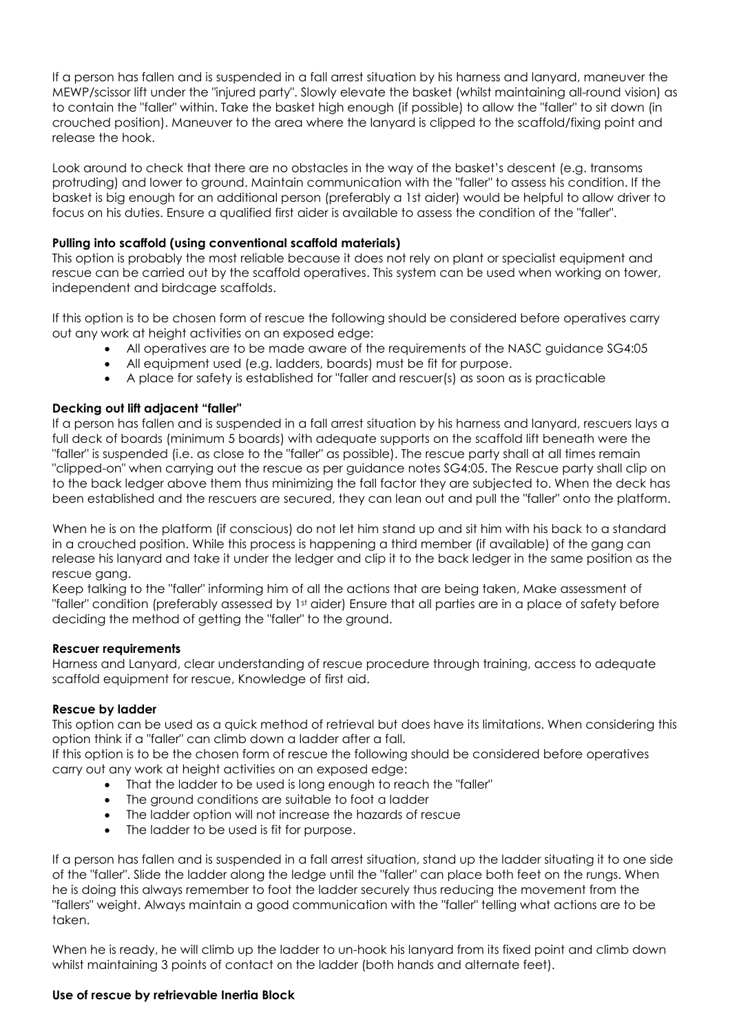If a person has fallen and is suspended in a fall arrest situation by his harness and lanyard, maneuver the MEWP/scissor lift under the "injured party". Slowly elevate the basket (whilst maintaining all-round vision) as to contain the "faller" within. Take the basket high enough (if possible) to allow the "faller" to sit down (in crouched position). Maneuver to the area where the lanyard is clipped to the scaffold/fixing point and release the hook.

Look around to check that there are no obstacles in the way of the basket's descent (e.g. transoms protruding) and lower to ground. Maintain communication with the "faller" to assess his condition. If the basket is big enough for an additional person (preferably a 1st aider) would be helpful to allow driver to focus on his duties. Ensure a qualified first aider is available to assess the condition of the "faller".

**Pulling into scaffold (using conventional scaffold materials)**

This option is probably the most reliable because it does not rely on plant or specialist equipment and rescue can be carried out by the scaffold operatives. This system can be used when working on tower, independent and birdcage scaffolds.

If this option is to be chosen form of rescue the following should be considered before operatives carry out any work at height activities on an exposed edge:

- All operatives are to be made aware of the requirements of the NASC guidance SG4:05
- All equipment used (e.g. ladders, boards) must be fit for purpose.
- A place for safety is established for "faller and rescuer(s) as soon as is practicable

**Decking out lift adjacent "faller"**

If a person has fallen and is suspended in a fall arrest situation by his harness and lanyard, rescuers lays a full deck of boards (minimum 5 boards) with adequate supports on the scaffold lift beneath were the "faller" is suspended (i.e. as close to the "faller" as possible). The rescue party shall at all times remain "clipped-on" when carrying out the rescue as per guidance notes SG4:05. The Rescue party shall clip on to the back ledger above them thus minimizing the fall factor they are subjected to. When the deck has been established and the rescuers are secured, they can lean out and pull the "faller" onto the platform.

When he is on the platform (if conscious) do not let him stand up and sit him with his back to a standard in a crouched position. While this process is happening a third member (if available) of the gang can release his lanyard and take it under the ledger and clip it to the back ledger in the same position as the rescue gang.

Keep talking to the "faller" informing him of all the actions that are being taken, Make assessment of "faller" condition (preferably assessed by 1st aider) Ensure that all parties are in a place of safety before deciding the method of getting the "faller" to the ground.

**Rescuer requirements**

Harness and Lanyard, clear understanding of rescue procedure through training, access to adequate scaffold equipment for rescue, Knowledge of first aid.

**Rescue by ladder**

This option can be used as a quick method of retrieval but does have its limitations. When considering this option think if a "faller" can climb down a ladder after a fall.

If this option is to be the chosen form of rescue the following should be considered before operatives carry out any work at height activities on an exposed edge:

- That the ladder to be used is long enough to reach the "faller"
- The ground conditions are suitable to foot a ladder
- The ladder option will not increase the hazards of rescue
- The ladder to be used is fit for purpose.

If a person has fallen and is suspended in a fall arrest situation, stand up the ladder situating it to one side of the "faller". Slide the ladder along the ledge until the "faller" can place both feet on the rungs. When he is doing this always remember to foot the ladder securely thus reducing the movement from the "fallers" weight. Always maintain a good communication with the "faller" telling what actions are to be taken.

When he is ready, he will climb up the ladder to un-hook his lanyard from its fixed point and climb down whilst maintaining 3 points of contact on the ladder (both hands and alternate feet).

**Use of rescue by retrievable Inertia Block**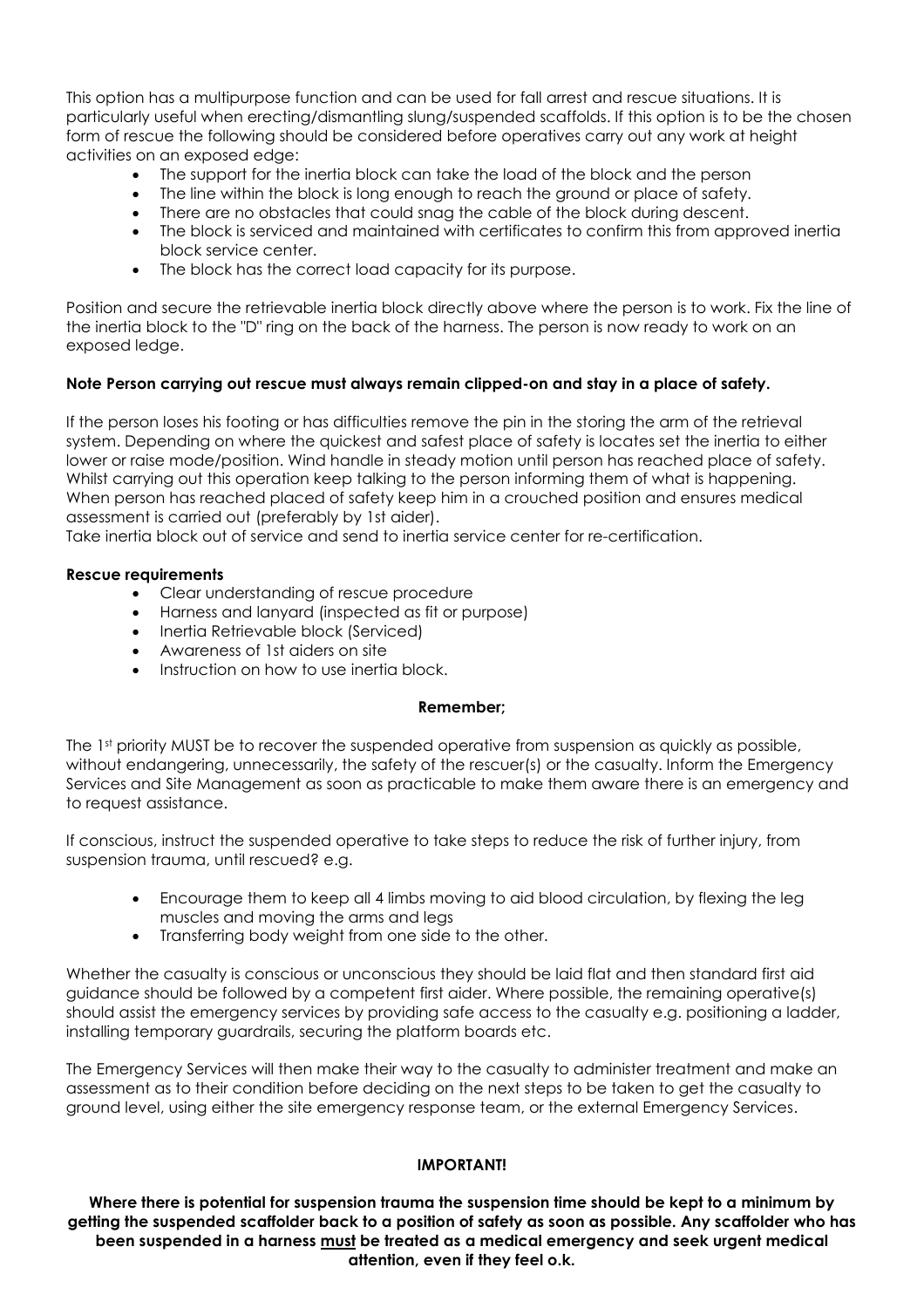This option has a multipurpose function and can be used for fall arrest and rescue situations. It is particularly useful when erecting/dismantling slung/suspended scaffolds. If this option is to be the chosen form of rescue the following should be considered before operatives carry out any work at height activities on an exposed edge:

- The support for the inertia block can take the load of the block and the person
- The line within the block is long enough to reach the ground or place of safety.
- There are no obstacles that could snag the cable of the block during descent.
- The block is serviced and maintained with certificates to confirm this from approved inertia block service center.
- The block has the correct load capacity for its purpose.

Position and secure the retrievable inertia block directly above where the person is to work. Fix the line of the inertia block to the "D" ring on the back of the harness. The person is now ready to work on an exposed ledge.

**Note Person carrying out rescue must always remain clipped-on and stay in a place of safety.**

If the person loses his footing or has difficulties remove the pin in the storing the arm of the retrieval system. Depending on where the quickest and safest place of safety is locates set the inertia to either lower or raise mode/position. Wind handle in steady motion until person has reached place of safety. Whilst carrying out this operation keep talking to the person informing them of what is happening. When person has reached placed of safety keep him in a crouched position and ensures medical assessment is carried out (preferably by 1st aider).
Take inertia block out of service and send to inertia service center for re-certification.

**Rescue requirements**

- Clear understanding of rescue procedure
- Harness and lanyard (inspected as fit or purpose)
- Inertia Retrievable block (Serviced)
- Awareness of 1st aiders on site
- Instruction on how to use inertia block.

**Remember;**

The 1st priority MUST be to recover the suspended operative from suspension as quickly as possible, without endangering, unnecessarily, the safety of the rescuer(s) or the casualty. Inform the Emergency Services and Site Management as soon as practicable to make them aware there is an emergency and to request assistance.

If conscious, instruct the suspended operative to take steps to reduce the risk of further injury, from suspension trauma, until rescued? e.g.

- Encourage them to keep all 4 limbs moving to aid blood circulation, by flexing the leg muscles and moving the arms and legs
- Transferring body weight from one side to the other.

Whether the casualty is conscious or unconscious they should be laid flat and then standard first aid guidance should be followed by a competent first aider. Where possible, the remaining operative(s) should assist the emergency services by providing safe access to the casualty e.g. positioning a ladder, installing temporary guardrails, securing the platform boards etc.

The Emergency Services will then make their way to the casualty to administer treatment and make an assessment as to their condition before deciding on the next steps to be taken to get the casualty to ground level, using either the site emergency response team, or the external Emergency Services.

**IMPORTANT!**

**Where there is potential for suspension trauma the suspension time should be kept to a minimum by getting the suspended scaffolder back to a position of safety as soon as possible. Any scaffolder who has been suspended in a harness <u>must</u> be treated as a medical emergency and seek urgent medical attention, even if they feel o.k.**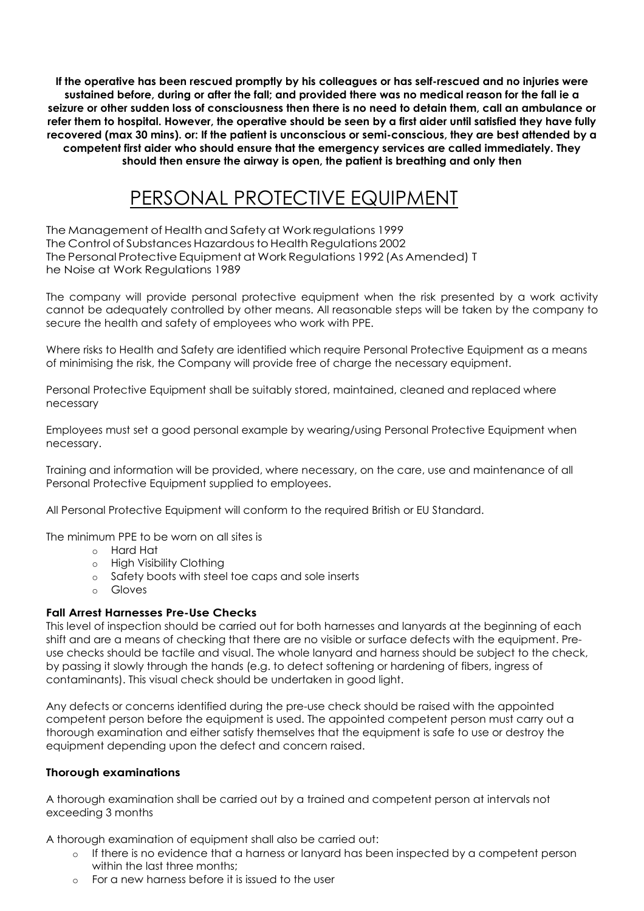**If the operative has been rescued promptly by his colleagues or has self-rescued and no injuries were sustained before, during or after the fall; and provided there was no medical reason for the fall ie a seizure or other sudden loss of consciousness then there is no need to detain them, call an ambulance or refer them to hospital. However, the operative should be seen by a first aider until satisfied they have fully recovered (max 30 mins). or: If the patient is unconscious or semi-conscious, they are best attended by a competent first aider who should ensure that the emergency services are called immediately. They should then ensure the airway is open, the patient is breathing and only then**

# PERSONAL PROTECTIVE EQUIPMENT

The Management of Health and Safety at Work regulations 1999
The Control of Substances Hazardous to Health Regulations 2002
The Personal Protective Equipment at Work Regulations 1992 (As Amended) T
he Noise at Work Regulations 1989

The company will provide personal protective equipment when the risk presented by a work activity cannot be adequately controlled by other means. All reasonable steps will be taken by the company to secure the health and safety of employees who work with PPE.

Where risks to Health and Safety are identified which require Personal Protective Equipment as a means of minimising the risk, the Company will provide free of charge the necessary equipment.

Personal Protective Equipment shall be suitably stored, maintained, cleaned and replaced where necessary

Employees must set a good personal example by wearing/using Personal Protective Equipment when necessary.

Training and information will be provided, where necessary, on the care, use and maintenance of all Personal Protective Equipment supplied to employees.

All Personal Protective Equipment will conform to the required British or EU Standard.

The minimum PPE to be worn on all sites is

- Hard Hat
- High Visibility Clothing
- Safety boots with steel toe caps and sole inserts
- Gloves

**Fall Arrest Harnesses Pre-Use Checks**

This level of inspection should be carried out for both harnesses and lanyards at the beginning of each shift and are a means of checking that there are no visible or surface defects with the equipment. Pre-use checks should be tactile and visual. The whole lanyard and harness should be subject to the check, by passing it slowly through the hands (e.g. to detect softening or hardening of fibers, ingress of contaminants). This visual check should be undertaken in good light.

Any defects or concerns identified during the pre-use check should be raised with the appointed competent person before the equipment is used. The appointed competent person must carry out a thorough examination and either satisfy themselves that the equipment is safe to use or destroy the equipment depending upon the defect and concern raised.

**Thorough examinations**

A thorough examination shall be carried out by a trained and competent person at intervals not exceeding 3 months

A thorough examination of equipment shall also be carried out:

- If there is no evidence that a harness or lanyard has been inspected by a competent person within the last three months;
- For a new harness before it is issued to the user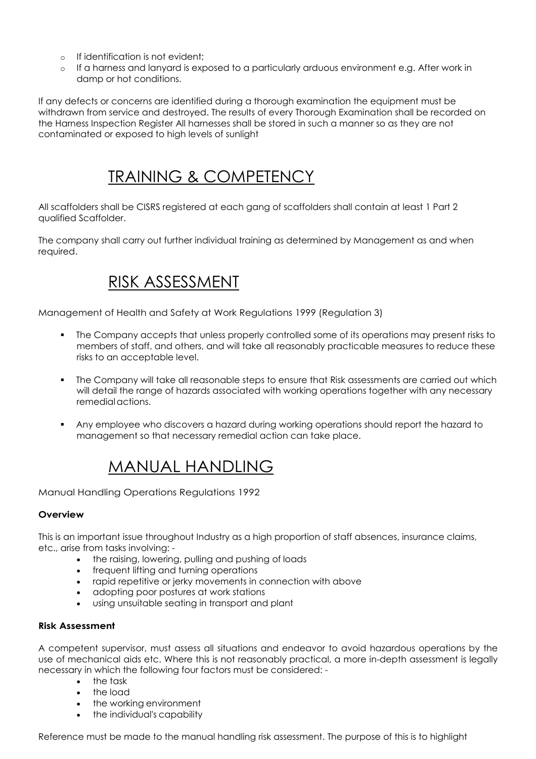- If identification is not evident;
- If a harness and lanyard is exposed to a particularly arduous environment e.g. After work in damp or hot conditions.

If any defects or concerns are identified during a thorough examination the equipment must be withdrawn from service and destroyed. The results of every Thorough Examination shall be recorded on the Harness Inspection Register All harnesses shall be stored in such a manner so as they are not contaminated or exposed to high levels of sunlight

# TRAINING & COMPETENCY

All scaffolders shall be CISRS registered at each gang of scaffolders shall contain at least 1 Part 2 qualified Scaffolder.

The company shall carry out further individual training as determined by Management as and when required.

# RISK ASSESSMENT

Management of Health and Safety at Work Regulations 1999 (Regulation 3)

- The Company accepts that unless properly controlled some of its operations may present risks to members of staff, and others, and will take all reasonably practicable measures to reduce these risks to an acceptable level.
- The Company will take all reasonable steps to ensure that Risk assessments are carried out which will detail the range of hazards associated with working operations together with any necessary remedial actions.
- Any employee who discovers a hazard during working operations should report the hazard to management so that necessary remedial action can take place.

# MANUAL HANDLING

Manual Handling Operations Regulations 1992

**Overview**

This is an important issue throughout Industry as a high proportion of staff absences, insurance claims, etc., arise from tasks involving: -

- the raising, lowering, pulling and pushing of loads
- frequent lifting and turning operations
- rapid repetitive or jerky movements in connection with above
- adopting poor postures at work stations
- using unsuitable seating in transport and plant

**Risk Assessment**

A competent supervisor, must assess all situations and endeavor to avoid hazardous operations by the use of mechanical aids etc. Where this is not reasonably practical, a more in-depth assessment is legally necessary in which the following four factors must be considered: -

- the task
- the load
- the working environment
- the individual's capability

Reference must be made to the manual handling risk assessment. The purpose of this is to highlight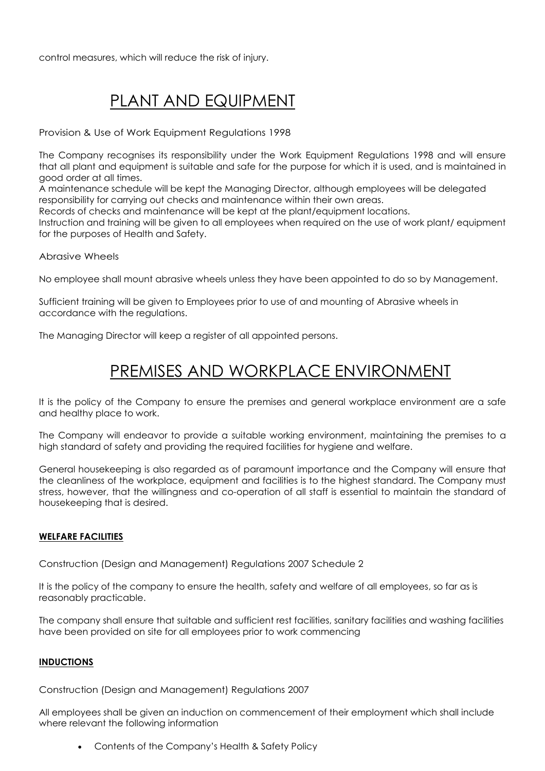control measures, which will reduce the risk of injury.

# PLANT AND EQUIPMENT

Provision & Use of Work Equipment Regulations 1998

The Company recognises its responsibility under the Work Equipment Regulations 1998 and will ensure that all plant and equipment is suitable and safe for the purpose for which it is used, and is maintained in good order at all times.
A maintenance schedule will be kept the Managing Director, although employees will be delegated responsibility for carrying out checks and maintenance within their own areas.
Records of checks and maintenance will be kept at the plant/equipment locations.
Instruction and training will be given to all employees when required on the use of work plant/ equipment for the purposes of Health and Safety.

Abrasive Wheels

No employee shall mount abrasive wheels unless they have been appointed to do so by Management.

Sufficient training will be given to Employees prior to use of and mounting of Abrasive wheels in accordance with the regulations.

The Managing Director will keep a register of all appointed persons.

# PREMISES AND WORKPLACE ENVIRONMENT

It is the policy of the Company to ensure the premises and general workplace environment are a safe and healthy place to work.

The Company will endeavor to provide a suitable working environment, maintaining the premises to a high standard of safety and providing the required facilities for hygiene and welfare.

General housekeeping is also regarded as of paramount importance and the Company will ensure that the cleanliness of the workplace, equipment and facilities is to the highest standard. The Company must stress, however, that the willingness and co-operation of all staff is essential to maintain the standard of housekeeping that is desired.

### WELFARE FACILITIES

Construction (Design and Management) Regulations 2007 Schedule 2

It is the policy of the company to ensure the health, safety and welfare of all employees, so far as is reasonably practicable.

The company shall ensure that suitable and sufficient rest facilities, sanitary facilities and washing facilities have been provided on site for all employees prior to work commencing

### INDUCTIONS

Construction (Design and Management) Regulations 2007

All employees shall be given an induction on commencement of their employment which shall include where relevant the following information

- Contents of the Company's Health & Safety Policy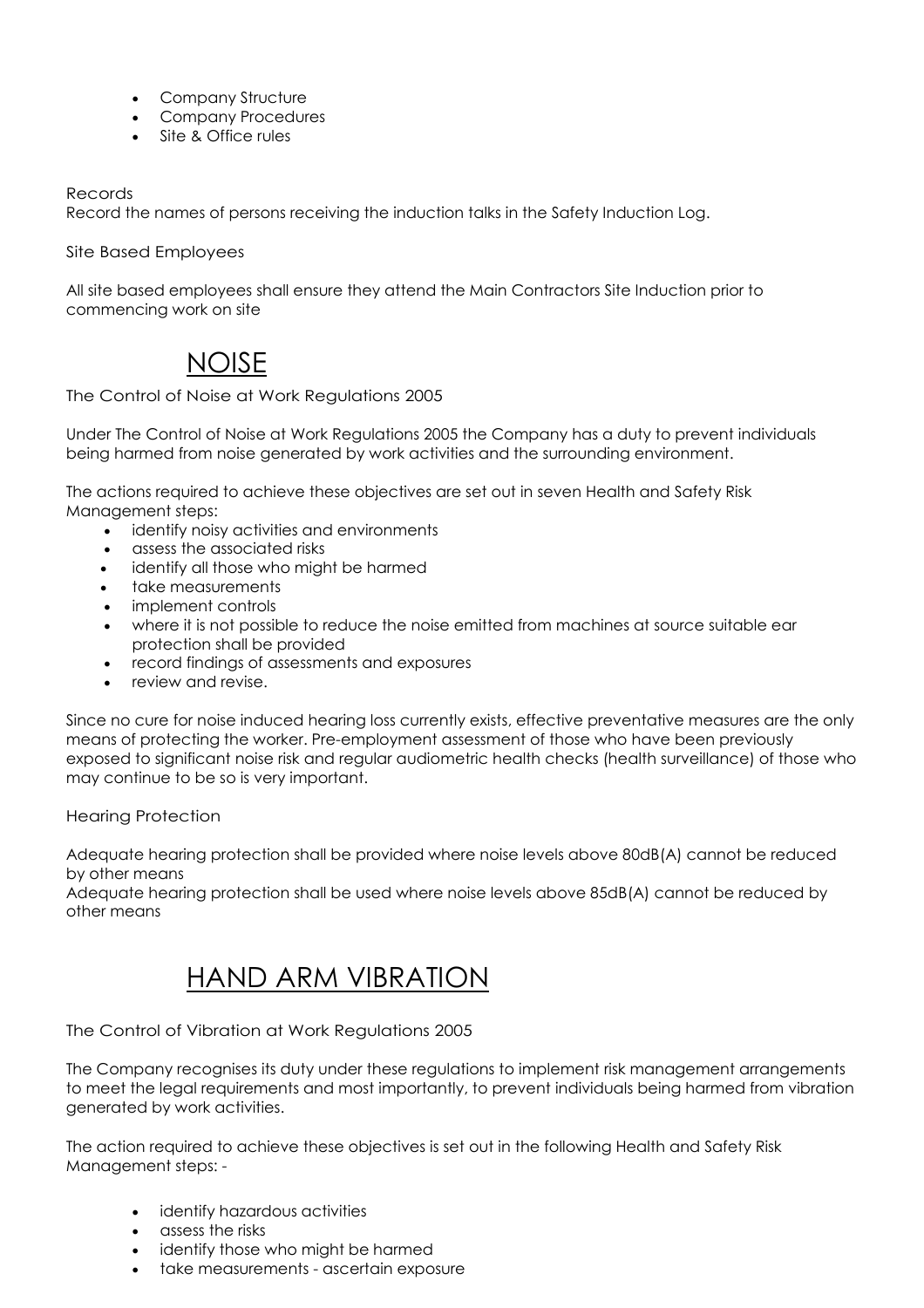- Company Structure
- Company Procedures
- Site & Office rules

Records

Record the names of persons receiving the induction talks in the Safety Induction Log.

Site Based Employees

All site based employees shall ensure they attend the Main Contractors Site Induction prior to commencing work on site

# NOISE

The Control of Noise at Work Regulations 2005

Under The Control of Noise at Work Regulations 2005 the Company has a duty to prevent individuals being harmed from noise generated by work activities and the surrounding environment.

The actions required to achieve these objectives are set out in seven Health and Safety Risk Management steps:

- identify noisy activities and environments
- assess the associated risks
- identify all those who might be harmed
- take measurements
- implement controls
- where it is not possible to reduce the noise emitted from machines at source suitable ear protection shall be provided
- record findings of assessments and exposures
- review and revise.

Since no cure for noise induced hearing loss currently exists, effective preventative measures are the only means of protecting the worker. Pre-employment assessment of those who have been previously exposed to significant noise risk and regular audiometric health checks (health surveillance) of those who may continue to be so is very important.

Hearing Protection

Adequate hearing protection shall be provided where noise levels above 80dB(A) cannot be reduced by other means

Adequate hearing protection shall be used where noise levels above 85dB(A) cannot be reduced by other means

# HAND ARM VIBRATION

The Control of Vibration at Work Regulations 2005

The Company recognises its duty under these regulations to implement risk management arrangements to meet the legal requirements and most importantly, to prevent individuals being harmed from vibration generated by work activities.

The action required to achieve these objectives is set out in the following Health and Safety Risk Management steps: -

- identify hazardous activities
- assess the risks
- identify those who might be harmed
- take measurements - ascertain exposure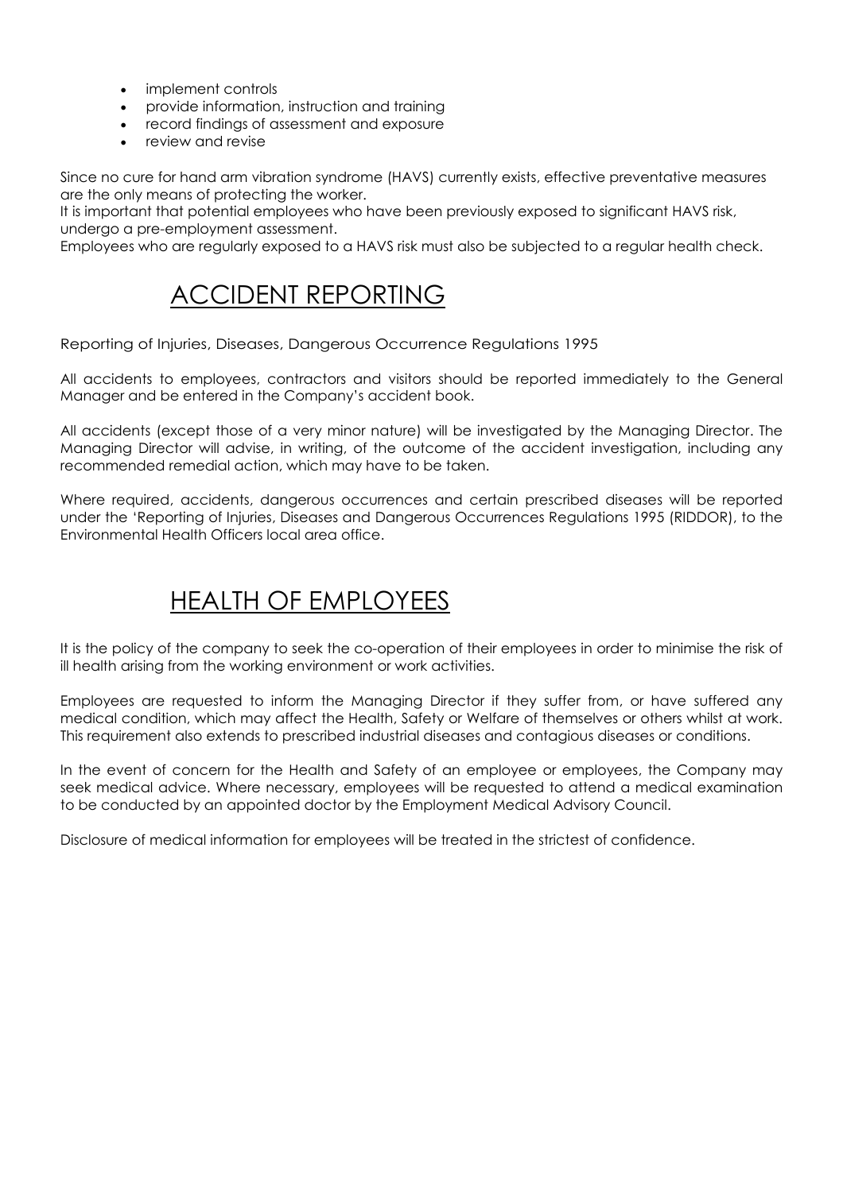- implement controls
- provide information, instruction and training
- record findings of assessment and exposure
- review and revise

Since no cure for hand arm vibration syndrome (HAVS) currently exists, effective preventative measures are the only means of protecting the worker.
It is important that potential employees who have been previously exposed to significant HAVS risk, undergo a pre-employment assessment.
Employees who are regularly exposed to a HAVS risk must also be subjected to a regular health check.

# ACCIDENT REPORTING

Reporting of Injuries, Diseases, Dangerous Occurrence Regulations 1995

All accidents to employees, contractors and visitors should be reported immediately to the General Manager and be entered in the Company's accident book.

All accidents (except those of a very minor nature) will be investigated by the Managing Director. The Managing Director will advise, in writing, of the outcome of the accident investigation, including any recommended remedial action, which may have to be taken.

Where required, accidents, dangerous occurrences and certain prescribed diseases will be reported under the 'Reporting of Injuries, Diseases and Dangerous Occurrences Regulations 1995 (RIDDOR), to the Environmental Health Officers local area office.

# HEALTH OF EMPLOYEES

It is the policy of the company to seek the co-operation of their employees in order to minimise the risk of ill health arising from the working environment or work activities.

Employees are requested to inform the Managing Director if they suffer from, or have suffered any medical condition, which may affect the Health, Safety or Welfare of themselves or others whilst at work. This requirement also extends to prescribed industrial diseases and contagious diseases or conditions.

In the event of concern for the Health and Safety of an employee or employees, the Company may seek medical advice. Where necessary, employees will be requested to attend a medical examination to be conducted by an appointed doctor by the Employment Medical Advisory Council.

Disclosure of medical information for employees will be treated in the strictest of confidence.